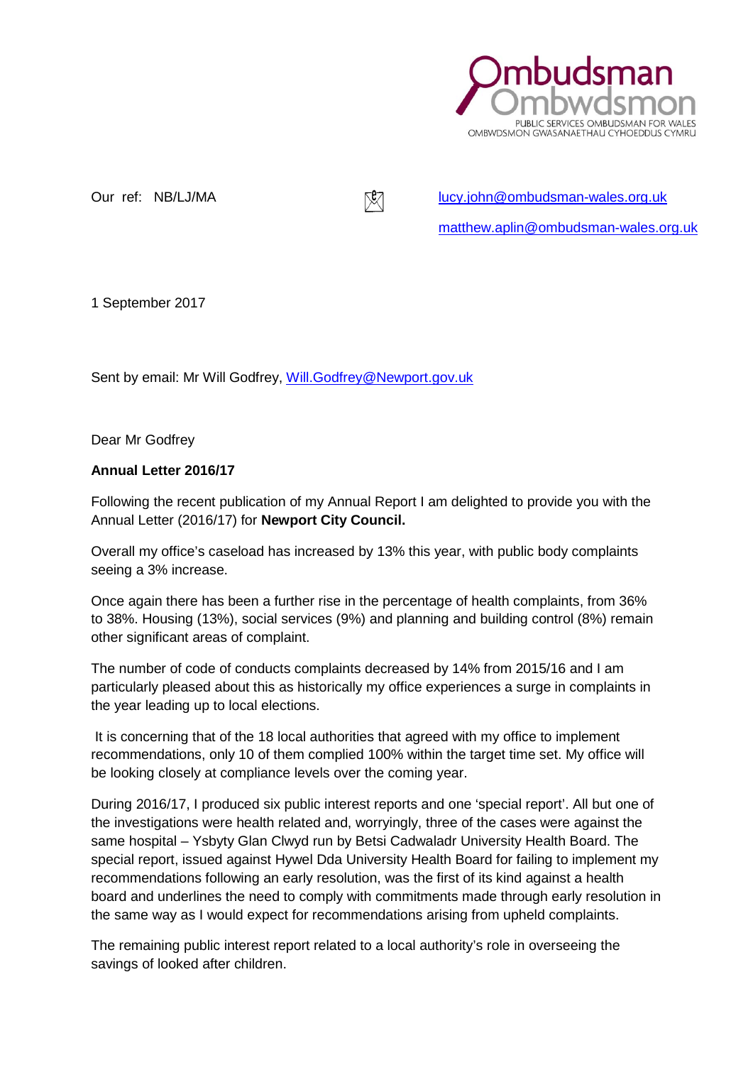Ombudsman
Ombwdsmon
PUBLIC SERVICES OMBUDSMAN FOR WALES
OMBWDSMON GWASANAETHAU CYHOEDDUS CYMRU

Our ref: NB/LJ/MA

lucy.john@ombudsman-wales.org.uk

matthew.aplin@ombudsman-wales.org.uk

1 September 2017

Sent by email: Mr Will Godfrey, Will.Godfrey@Newport.gov.uk

Dear Mr Godfrey

**Annual Letter 2016/17**

Following the recent publication of my Annual Report I am delighted to provide you with the Annual Letter (2016/17) for **Newport City Council.**

Overall my office's caseload has increased by 13% this year, with public body complaints seeing a 3% increase.

Once again there has been a further rise in the percentage of health complaints, from 36% to 38%. Housing (13%), social services (9%) and planning and building control (8%) remain other significant areas of complaint.

The number of code of conducts complaints decreased by 14% from 2015/16 and I am particularly pleased about this as historically my office experiences a surge in complaints in the year leading up to local elections.

It is concerning that of the 18 local authorities that agreed with my office to implement recommendations, only 10 of them complied 100% within the target time set. My office will be looking closely at compliance levels over the coming year.

During 2016/17, I produced six public interest reports and one 'special report'. All but one of the investigations were health related and, worryingly, three of the cases were against the same hospital – Ysbyty Glan Clwyd run by Betsi Cadwaladr University Health Board. The special report, issued against Hywel Dda University Health Board for failing to implement my recommendations following an early resolution, was the first of its kind against a health board and underlines the need to comply with commitments made through early resolution in the same way as I would expect for recommendations arising from upheld complaints.

The remaining public interest report related to a local authority's role in overseeing the savings of looked after children.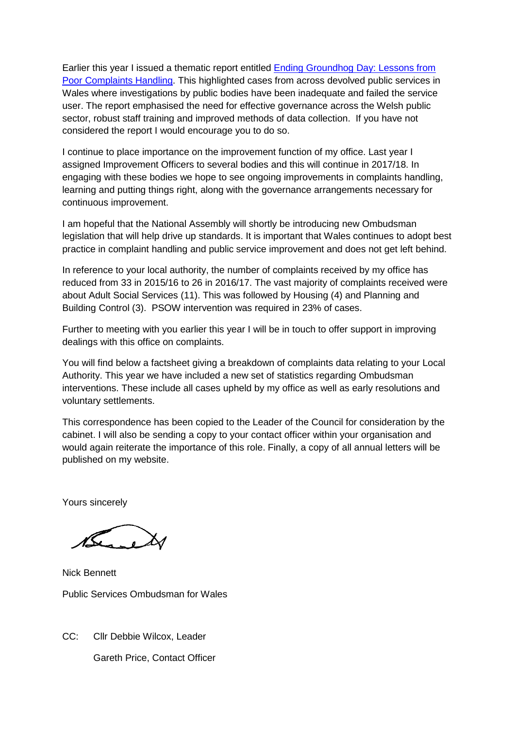Earlier this year I issued a thematic report entitled [Ending Groundhog Day: Lessons from Poor Complaints Handling]. This highlighted cases from across devolved public services in Wales where investigations by public bodies have been inadequate and failed the service user. The report emphasised the need for effective governance across the Welsh public sector, robust staff training and improved methods of data collection. If you have not considered the report I would encourage you to do so.

I continue to place importance on the improvement function of my office. Last year I assigned Improvement Officers to several bodies and this will continue in 2017/18. In engaging with these bodies we hope to see ongoing improvements in complaints handling, learning and putting things right, along with the governance arrangements necessary for continuous improvement.

I am hopeful that the National Assembly will shortly be introducing new Ombudsman legislation that will help drive up standards. It is important that Wales continues to adopt best practice in complaint handling and public service improvement and does not get left behind.

In reference to your local authority, the number of complaints received by my office has reduced from 33 in 2015/16 to 26 in 2016/17. The vast majority of complaints received were about Adult Social Services (11). This was followed by Housing (4) and Planning and Building Control (3). PSOW intervention was required in 23% of cases.

Further to meeting with you earlier this year I will be in touch to offer support in improving dealings with this office on complaints.

You will find below a factsheet giving a breakdown of complaints data relating to your Local Authority. This year we have included a new set of statistics regarding Ombudsman interventions. These include all cases upheld by my office as well as early resolutions and voluntary settlements.

This correspondence has been copied to the Leader of the Council for consideration by the cabinet. I will also be sending a copy to your contact officer within your organisation and would again reiterate the importance of this role. Finally, a copy of all annual letters will be published on my website.

Yours sincerely

Nick Bennett

Public Services Ombudsman for Wales

CC: Cllr Debbie Wilcox, Leader

Gareth Price, Contact Officer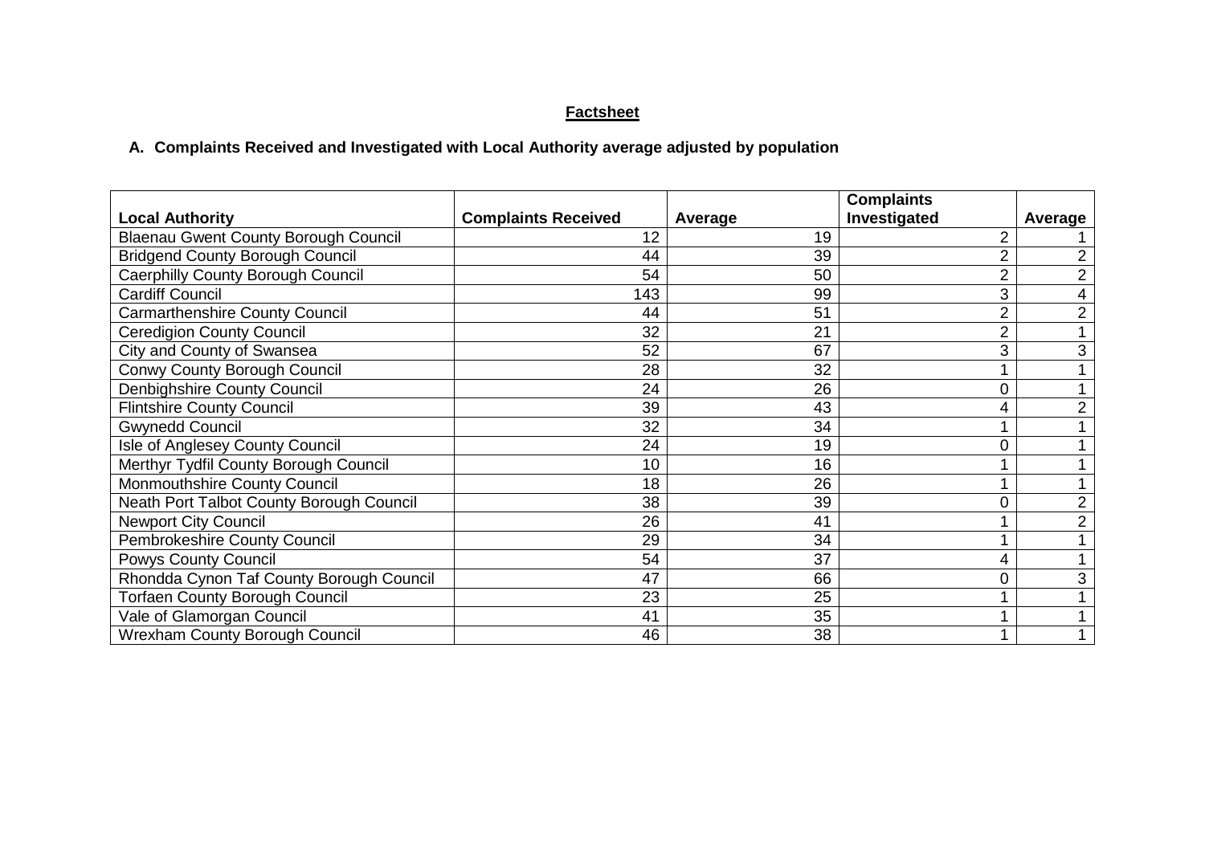# Factsheet

## A. Complaints Received and Investigated with Local Authority average adjusted by population

| Local Authority | Complaints Received | Average | Complaints Investigated | Average |
|---|---|---|---|---|
| Blaenau Gwent County Borough Council | 12 | 19 | 2 | 1 |
| Bridgend County Borough Council | 44 | 39 | 2 | 2 |
| Caerphilly County Borough Council | 54 | 50 | 2 | 2 |
| Cardiff Council | 143 | 99 | 3 | 4 |
| Carmarthenshire County Council | 44 | 51 | 2 | 2 |
| Ceredigion County Council | 32 | 21 | 2 | 1 |
| City and County of Swansea | 52 | 67 | 3 | 3 |
| Conwy County Borough Council | 28 | 32 | 1 | 1 |
| Denbighshire County Council | 24 | 26 | 0 | 1 |
| Flintshire County Council | 39 | 43 | 4 | 2 |
| Gwynedd Council | 32 | 34 | 1 | 1 |
| Isle of Anglesey County Council | 24 | 19 | 0 | 1 |
| Merthyr Tydfil County Borough Council | 10 | 16 | 1 | 1 |
| Monmouthshire County Council | 18 | 26 | 1 | 1 |
| Neath Port Talbot County Borough Council | 38 | 39 | 0 | 2 |
| Newport City Council | 26 | 41 | 1 | 2 |
| Pembrokeshire County Council | 29 | 34 | 1 | 1 |
| Powys County Council | 54 | 37 | 4 | 1 |
| Rhondda Cynon Taf County Borough Council | 47 | 66 | 0 | 3 |
| Torfaen County Borough Council | 23 | 25 | 1 | 1 |
| Vale of Glamorgan Council | 41 | 35 | 1 | 1 |
| Wrexham County Borough Council | 46 | 38 | 1 | 1 |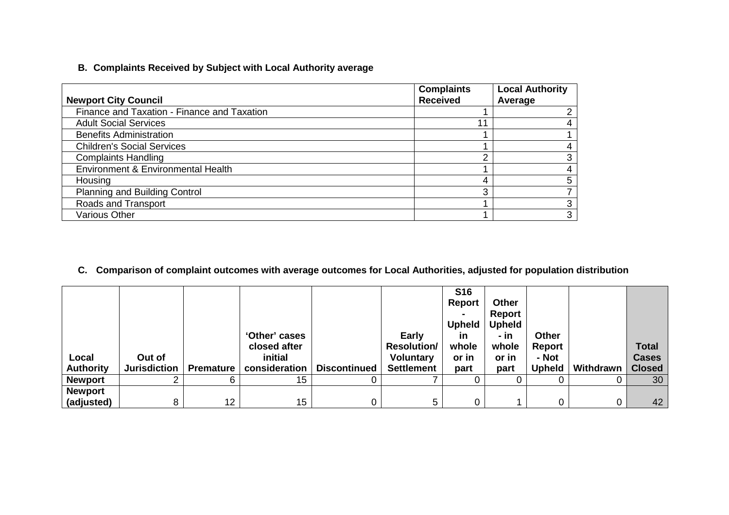### B. Complaints Received by Subject with Local Authority average

| Newport City Council | Complaints Received | Local Authority Average |
|---|---|---|
| Finance and Taxation - Finance and Taxation | 1 | 2 |
| Adult Social Services | 11 | 4 |
| Benefits Administration | 1 | 1 |
| Children's Social Services | 1 | 4 |
| Complaints Handling | 2 | 3 |
| Environment & Environmental Health | 1 | 4 |
| Housing | 4 | 5 |
| Planning and Building Control | 3 | 7 |
| Roads and Transport | 1 | 3 |
| Various Other | 1 | 3 |

### C. Comparison of complaint outcomes with average outcomes for Local Authorities, adjusted for population distribution

| Local Authority | Out of Jurisdiction | Premature | 'Other' cases closed after initial consideration | Discontinued | Early Resolution/ Voluntary Settlement | S16 Report - Upheld in whole or in part | Other Report Upheld - in whole or in part | Other Report - Not Upheld | Withdrawn | Total Cases Closed |
|---|---|---|---|---|---|---|---|---|---|---|
| **Newport** | 2 | 6 | 15 | 0 | 7 | 0 | 0 | 0 | 0 | 30 |
| **Newport (adjusted)** | 8 | 12 | 15 | 0 | 5 | 0 | 1 | 0 | 0 | 42 |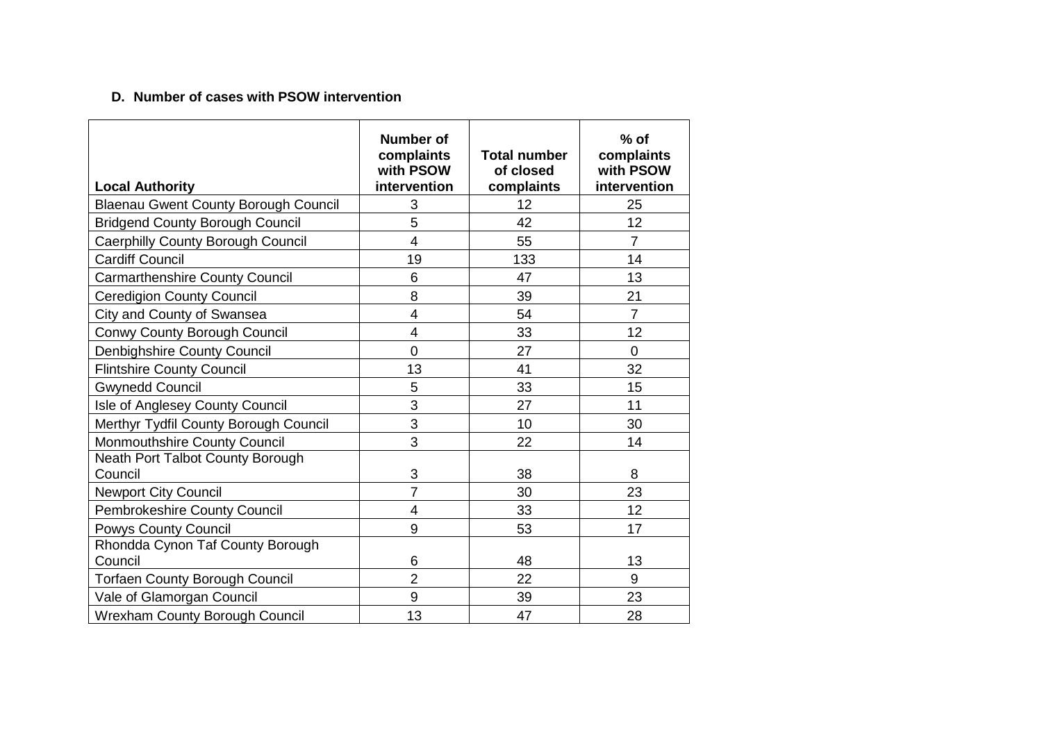**D. Number of cases with PSOW intervention**

| Local Authority | Number of complaints with PSOW intervention | Total number of closed complaints | % of complaints with PSOW intervention |
|---|---|---|---|
| Blaenau Gwent County Borough Council | 3 | 12 | 25 |
| Bridgend County Borough Council | 5 | 42 | 12 |
| Caerphilly County Borough Council | 4 | 55 | 7 |
| Cardiff Council | 19 | 133 | 14 |
| Carmarthenshire County Council | 6 | 47 | 13 |
| Ceredigion County Council | 8 | 39 | 21 |
| City and County of Swansea | 4 | 54 | 7 |
| Conwy County Borough Council | 4 | 33 | 12 |
| Denbighshire County Council | 0 | 27 | 0 |
| Flintshire County Council | 13 | 41 | 32 |
| Gwynedd Council | 5 | 33 | 15 |
| Isle of Anglesey County Council | 3 | 27 | 11 |
| Merthyr Tydfil County Borough Council | 3 | 10 | 30 |
| Monmouthshire County Council | 3 | 22 | 14 |
| Neath Port Talbot County Borough Council | 3 | 38 | 8 |
| Newport City Council | 7 | 30 | 23 |
| Pembrokeshire County Council | 4 | 33 | 12 |
| Powys County Council | 9 | 53 | 17 |
| Rhondda Cynon Taf County Borough Council | 6 | 48 | 13 |
| Torfaen County Borough Council | 2 | 22 | 9 |
| Vale of Glamorgan Council | 9 | 39 | 23 |
| Wrexham County Borough Council | 13 | 47 | 28 |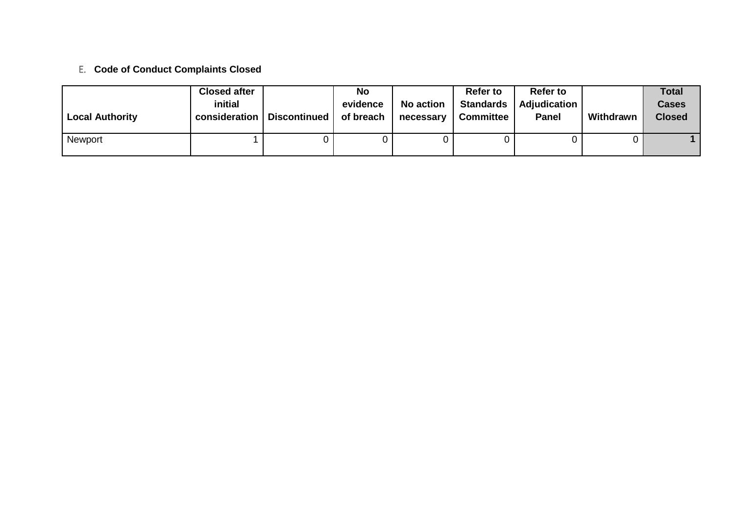E. **Code of Conduct Complaints Closed**

| Local Authority | Closed after initial consideration | Discontinued | No evidence of breach | No action necessary | Refer to Standards Committee | Refer to Adjudication Panel | Withdrawn | Total Cases Closed |
|---|---|---|---|---|---|---|---|---|
| Newport | 1 | 0 | 0 | 0 | 0 | 0 | 0 | **1** |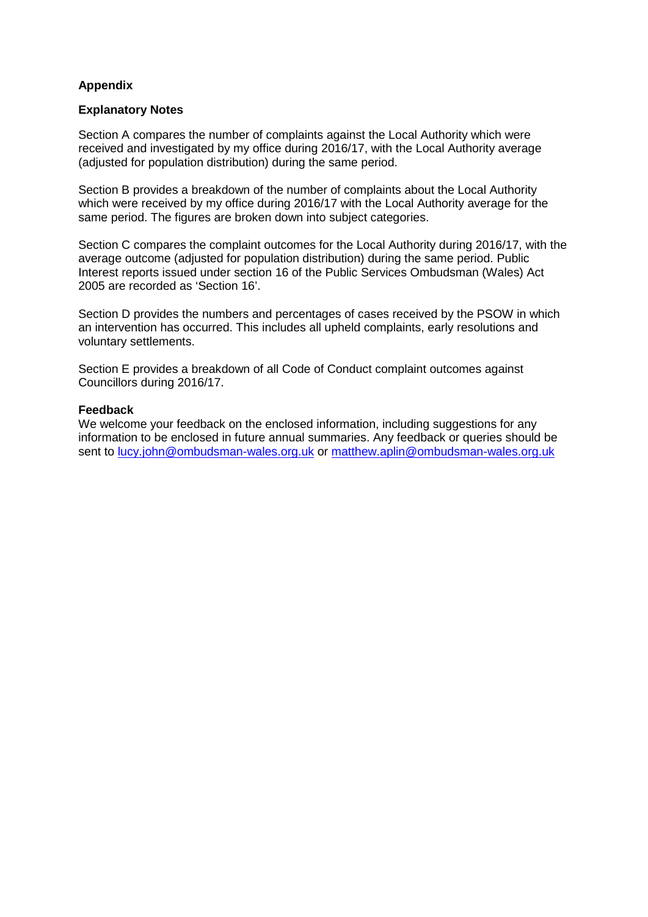**Appendix**

**Explanatory Notes**

Section A compares the number of complaints against the Local Authority which were received and investigated by my office during 2016/17, with the Local Authority average (adjusted for population distribution) during the same period.

Section B provides a breakdown of the number of complaints about the Local Authority which were received by my office during 2016/17 with the Local Authority average for the same period. The figures are broken down into subject categories.

Section C compares the complaint outcomes for the Local Authority during 2016/17, with the average outcome (adjusted for population distribution) during the same period. Public Interest reports issued under section 16 of the Public Services Ombudsman (Wales) Act 2005 are recorded as 'Section 16'.

Section D provides the numbers and percentages of cases received by the PSOW in which an intervention has occurred. This includes all upheld complaints, early resolutions and voluntary settlements.

Section E provides a breakdown of all Code of Conduct complaint outcomes against Councillors during 2016/17.

**Feedback**

We welcome your feedback on the enclosed information, including suggestions for any information to be enclosed in future annual summaries. Any feedback or queries should be sent to lucy.john@ombudsman-wales.org.uk or matthew.aplin@ombudsman-wales.org.uk